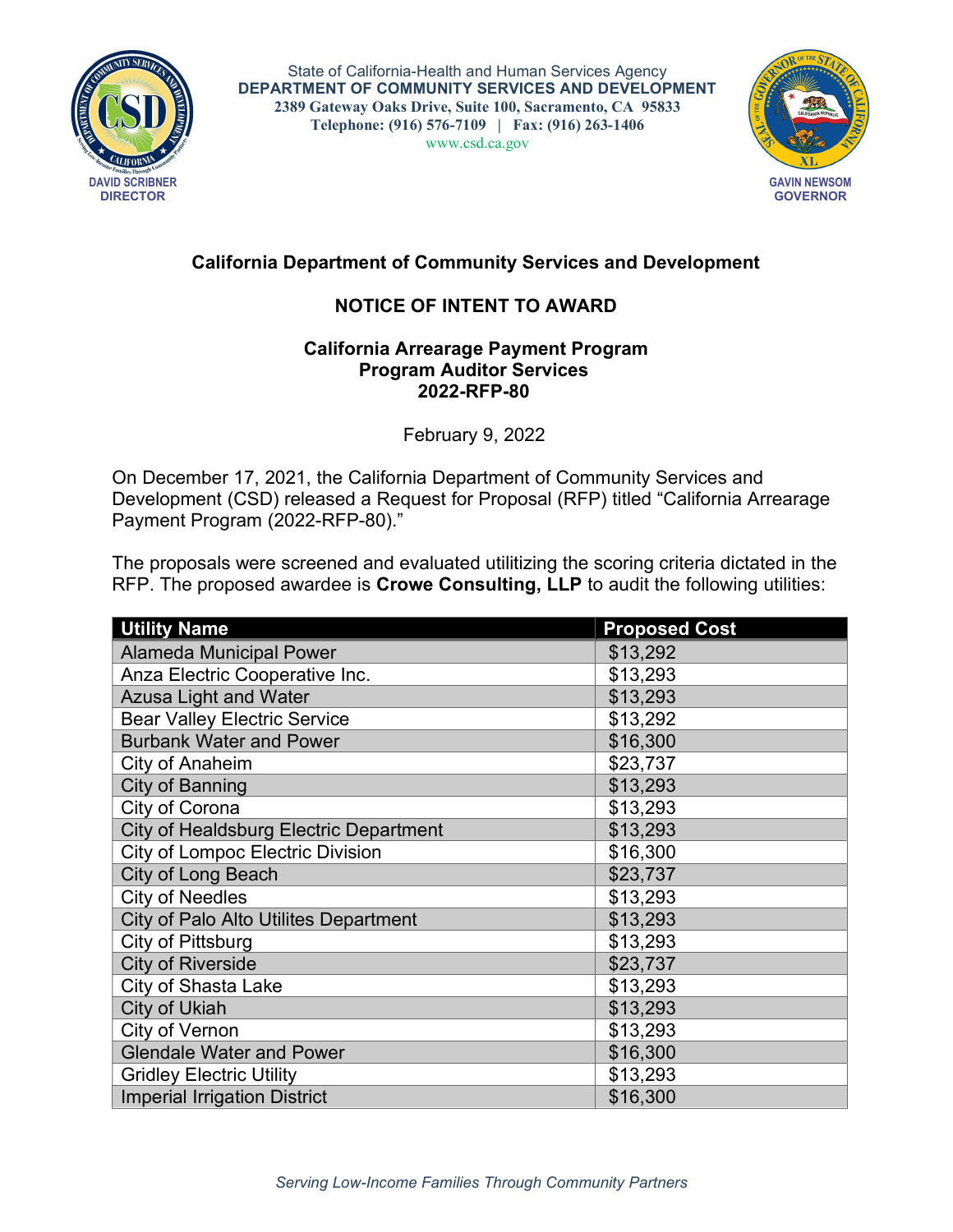State of California-Health and Human Services Agency
**DEPARTMENT OF COMMUNITY SERVICES AND DEVELOPMENT**
**2389 Gateway Oaks Drive, Suite 100, Sacramento, CA 95833**
**Telephone: (916) 576-7109 | Fax: (916) 263-1406**
www.csd.ca.gov

**DAVID SCRIBNER**
**DIRECTOR**

**GAVIN NEWSOM**
**GOVERNOR**

## California Department of Community Services and Development

## NOTICE OF INTENT TO AWARD

### California Arrearage Payment Program
### Program Auditor Services
### 2022-RFP-80

February 9, 2022

On December 17, 2021, the California Department of Community Services and Development (CSD) released a Request for Proposal (RFP) titled "California Arrearage Payment Program (2022-RFP-80)."

The proposals were screened and evaluated utilitizing the scoring criteria dictated in the RFP. The proposed awardee is **Crowe Consulting, LLP** to audit the following utilities:

| Utility Name | Proposed Cost |
|---|---|
| Alameda Municipal Power | $13,292 |
| Anza Electric Cooperative Inc. | $13,293 |
| Azusa Light and Water | $13,293 |
| Bear Valley Electric Service | $13,292 |
| Burbank Water and Power | $16,300 |
| City of Anaheim | $23,737 |
| City of Banning | $13,293 |
| City of Corona | $13,293 |
| City of Healdsburg Electric Department | $13,293 |
| City of Lompoc Electric Division | $16,300 |
| City of Long Beach | $23,737 |
| City of Needles | $13,293 |
| City of Palo Alto Utilites Department | $13,293 |
| City of Pittsburg | $13,293 |
| City of Riverside | $23,737 |
| City of Shasta Lake | $13,293 |
| City of Ukiah | $13,293 |
| City of Vernon | $13,293 |
| Glendale Water and Power | $16,300 |
| Gridley Electric Utility | $13,293 |
| Imperial Irrigation District | $16,300 |

*Serving Low-Income Families Through Community Partners*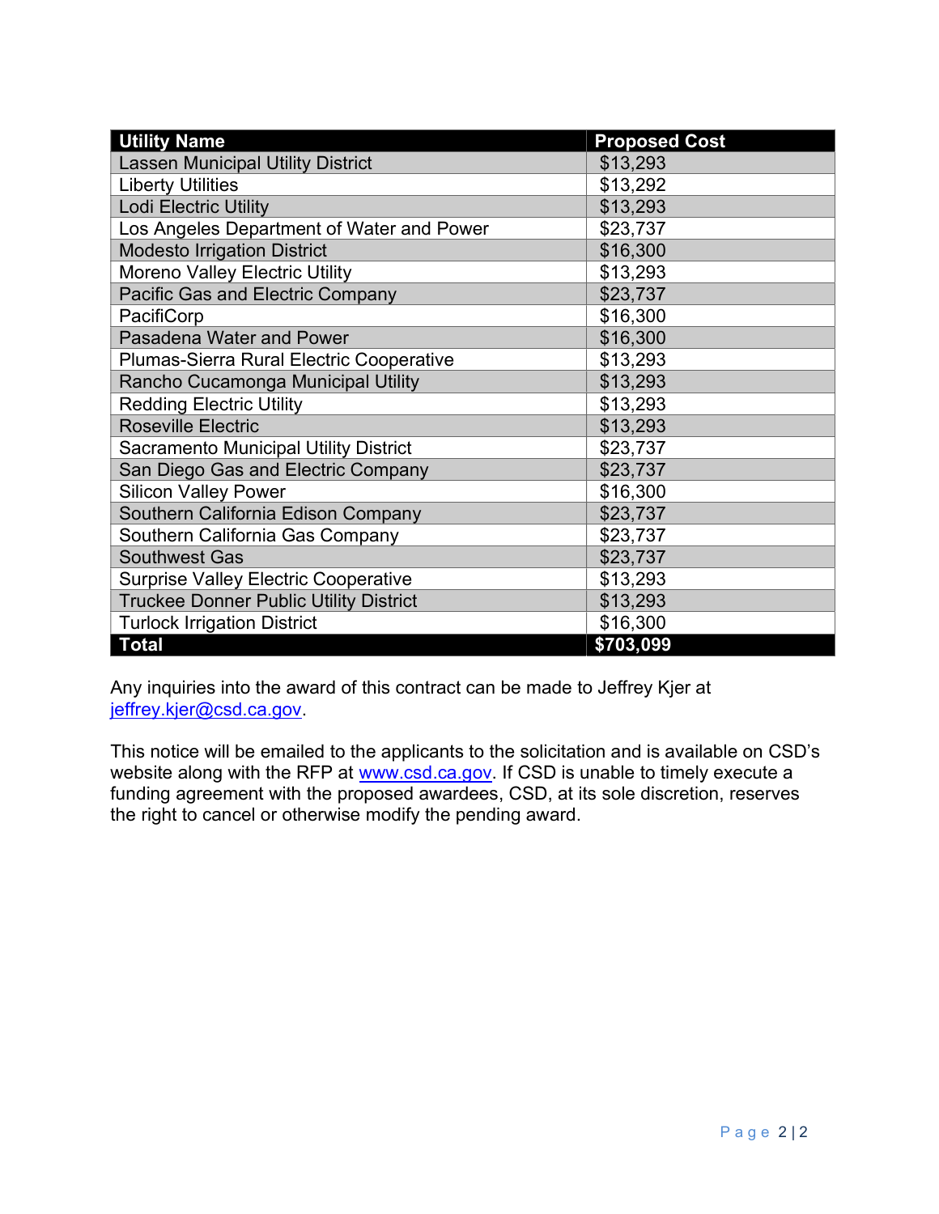| Utility Name | Proposed Cost |
|---|---|
| Lassen Municipal Utility District | $13,293 |
| Liberty Utilities | $13,292 |
| Lodi Electric Utility | $13,293 |
| Los Angeles Department of Water and Power | $23,737 |
| Modesto Irrigation District | $16,300 |
| Moreno Valley Electric Utility | $13,293 |
| Pacific Gas and Electric Company | $23,737 |
| PacifiCorp | $16,300 |
| Pasadena Water and Power | $16,300 |
| Plumas-Sierra Rural Electric Cooperative | $13,293 |
| Rancho Cucamonga Municipal Utility | $13,293 |
| Redding Electric Utility | $13,293 |
| Roseville Electric | $13,293 |
| Sacramento Municipal Utility District | $23,737 |
| San Diego Gas and Electric Company | $23,737 |
| Silicon Valley Power | $16,300 |
| Southern California Edison Company | $23,737 |
| Southern California Gas Company | $23,737 |
| Southwest Gas | $23,737 |
| Surprise Valley Electric Cooperative | $13,293 |
| Truckee Donner Public Utility District | $13,293 |
| Turlock Irrigation District | $16,300 |
| **Total** | **$703,099** |

Any inquiries into the award of this contract can be made to Jeffrey Kjer at jeffrey.kjer@csd.ca.gov.

This notice will be emailed to the applicants to the solicitation and is available on CSD's website along with the RFP at www.csd.ca.gov. If CSD is unable to timely execute a funding agreement with the proposed awardees, CSD, at its sole discretion, reserves the right to cancel or otherwise modify the pending award.